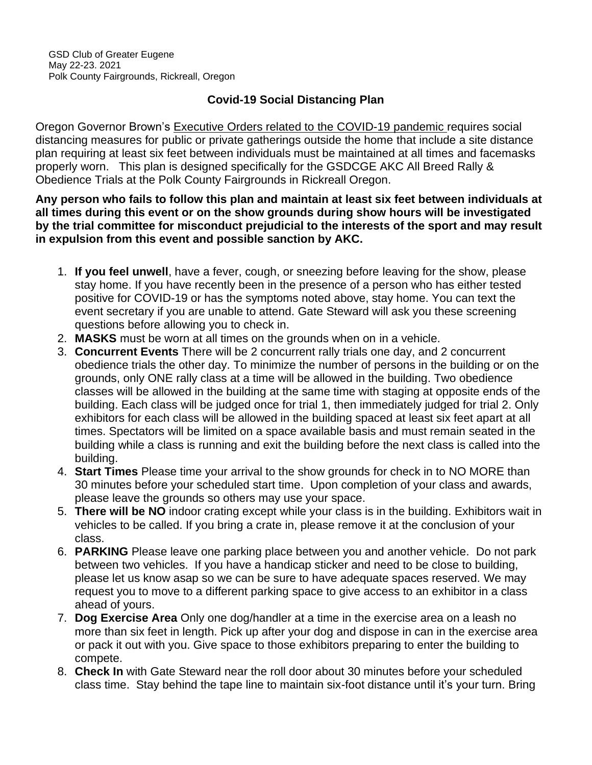GSD Club of Greater Eugene
May 22-23. 2021
Polk County Fairgrounds, Rickreall, Oregon

## Covid-19 Social Distancing Plan

Oregon Governor Brown's Executive Orders related to the COVID-19 pandemic requires social distancing measures for public or private gatherings outside the home that include a site distance plan requiring at least six feet between individuals must be maintained at all times and facemasks properly worn. This plan is designed specifically for the GSDCGE AKC All Breed Rally & Obedience Trials at the Polk County Fairgrounds in Rickreall Oregon.

**Any person who fails to follow this plan and maintain at least six feet between individuals at all times during this event or on the show grounds during show hours will be investigated by the trial committee for misconduct prejudicial to the interests of the sport and may result in expulsion from this event and possible sanction by AKC.**

1. **If you feel unwell**, have a fever, cough, or sneezing before leaving for the show, please stay home. If you have recently been in the presence of a person who has either tested positive for COVID-19 or has the symptoms noted above, stay home. You can text the event secretary if you are unable to attend. Gate Steward will ask you these screening questions before allowing you to check in.
2. **MASKS** must be worn at all times on the grounds when on in a vehicle.
3. **Concurrent Events** There will be 2 concurrent rally trials one day, and 2 concurrent obedience trials the other day. To minimize the number of persons in the building or on the grounds, only ONE rally class at a time will be allowed in the building. Two obedience classes will be allowed in the building at the same time with staging at opposite ends of the building. Each class will be judged once for trial 1, then immediately judged for trial 2. Only exhibitors for each class will be allowed in the building spaced at least six feet apart at all times. Spectators will be limited on a space available basis and must remain seated in the building while a class is running and exit the building before the next class is called into the building.
4. **Start Times** Please time your arrival to the show grounds for check in to NO MORE than 30 minutes before your scheduled start time. Upon completion of your class and awards, please leave the grounds so others may use your space.
5. **There will be NO** indoor crating except while your class is in the building. Exhibitors wait in vehicles to be called. If you bring a crate in, please remove it at the conclusion of your class.
6. **PARKING** Please leave one parking place between you and another vehicle. Do not park between two vehicles. If you have a handicap sticker and need to be close to building, please let us know asap so we can be sure to have adequate spaces reserved. We may request you to move to a different parking space to give access to an exhibitor in a class ahead of yours.
7. **Dog Exercise Area** Only one dog/handler at a time in the exercise area on a leash no more than six feet in length. Pick up after your dog and dispose in can in the exercise area or pack it out with you. Give space to those exhibitors preparing to enter the building to compete.
8. **Check In** with Gate Steward near the roll door about 30 minutes before your scheduled class time. Stay behind the tape line to maintain six-foot distance until it's your turn. Bring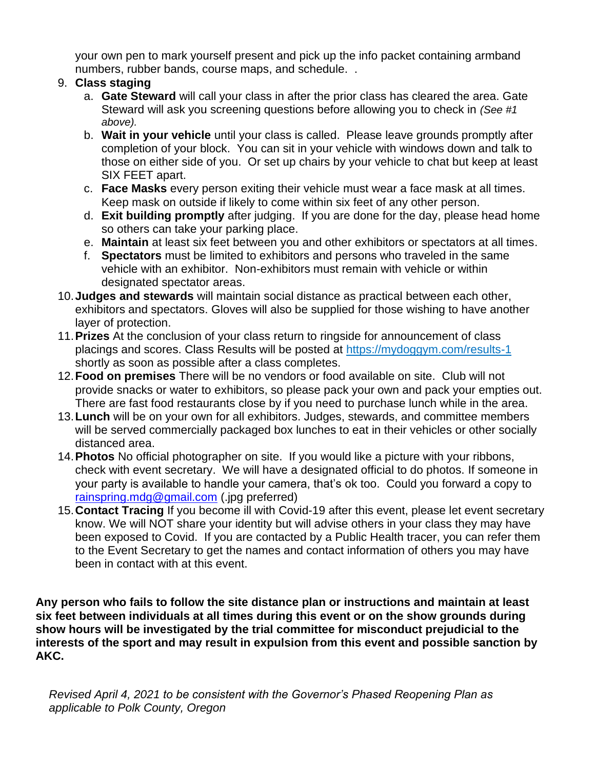your own pen to mark yourself present and pick up the info packet containing armband numbers, rubber bands, course maps, and schedule. .

9. **Class staging**
   a. **Gate Steward** will call your class in after the prior class has cleared the area. Gate Steward will ask you screening questions before allowing you to check in *(See #1 above).*
   b. **Wait in your vehicle** until your class is called. Please leave grounds promptly after completion of your block. You can sit in your vehicle with windows down and talk to those on either side of you. Or set up chairs by your vehicle to chat but keep at least SIX FEET apart.
   c. **Face Masks** every person exiting their vehicle must wear a face mask at all times. Keep mask on outside if likely to come within six feet of any other person.
   d. **Exit building promptly** after judging. If you are done for the day, please head home so others can take your parking place.
   e. **Maintain** at least six feet between you and other exhibitors or spectators at all times.
   f. **Spectators** must be limited to exhibitors and persons who traveled in the same vehicle with an exhibitor. Non-exhibitors must remain with vehicle or within designated spectator areas.
10. **Judges and stewards** will maintain social distance as practical between each other, exhibitors and spectators. Gloves will also be supplied for those wishing to have another layer of protection.
11. **Prizes** At the conclusion of your class return to ringside for announcement of class placings and scores. Class Results will be posted at https://mydoggym.com/results-1 shortly as soon as possible after a class completes.
12. **Food on premises** There will be no vendors or food available on site. Club will not provide snacks or water to exhibitors, so please pack your own and pack your empties out. There are fast food restaurants close by if you need to purchase lunch while in the area.
13. **Lunch** will be on your own for all exhibitors. Judges, stewards, and committee members will be served commercially packaged box lunches to eat in their vehicles or other socially distanced area.
14. **Photos** No official photographer on site. If you would like a picture with your ribbons, check with event secretary. We will have a designated official to do photos. If someone in your party is available to handle your camera, that's ok too. Could you forward a copy to rainspring.mdg@gmail.com (.jpg preferred)
15. **Contact Tracing** If you become ill with Covid-19 after this event, please let event secretary know. We will NOT share your identity but will advise others in your class they may have been exposed to Covid. If you are contacted by a Public Health tracer, you can refer them to the Event Secretary to get the names and contact information of others you may have been in contact with at this event.

**Any person who fails to follow the site distance plan or instructions and maintain at least six feet between individuals at all times during this event or on the show grounds during show hours will be investigated by the trial committee for misconduct prejudicial to the interests of the sport and may result in expulsion from this event and possible sanction by AKC.**

*Revised April 4, 2021 to be consistent with the Governor's Phased Reopening Plan as applicable to Polk County, Oregon*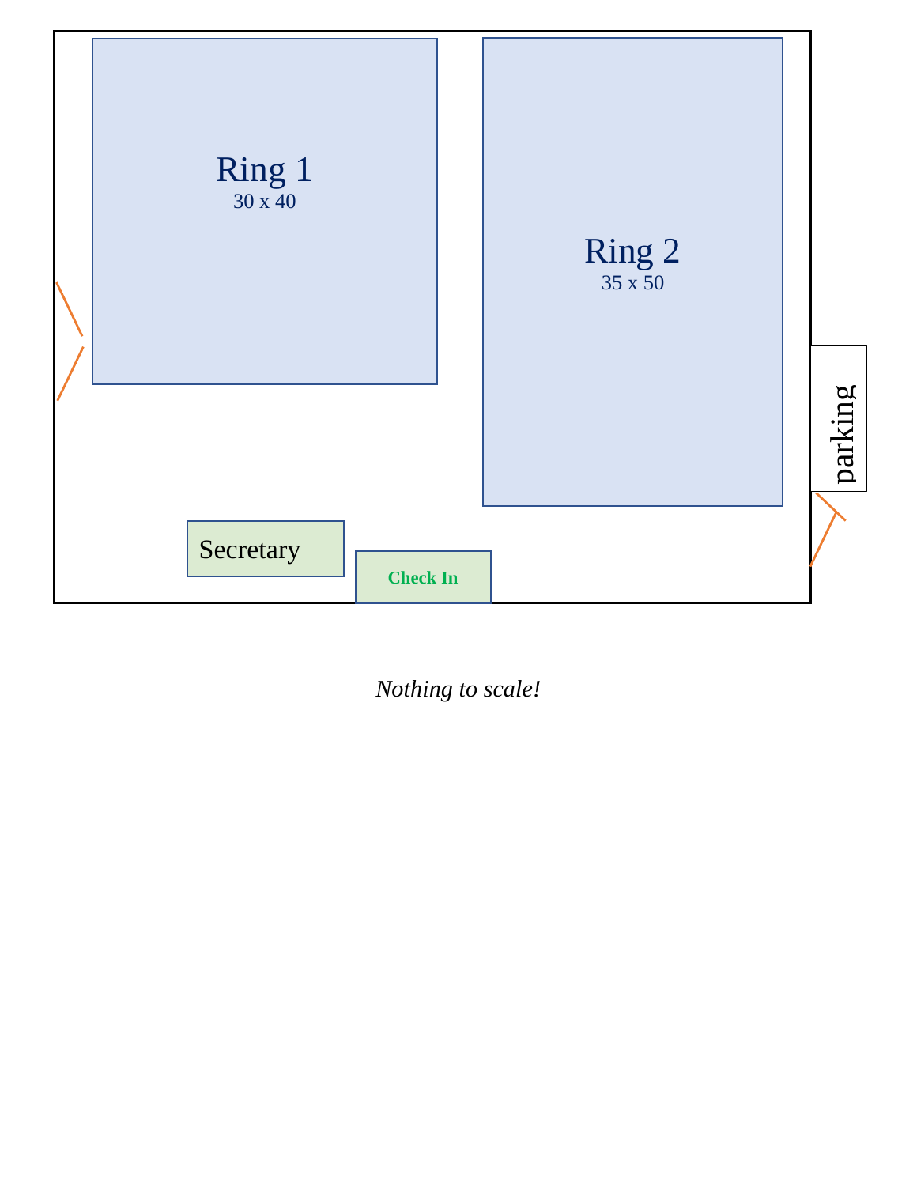Ring 1
30 x 40

Ring 2
35 x 50

parking

Secretary

Check In

*Nothing to scale!*